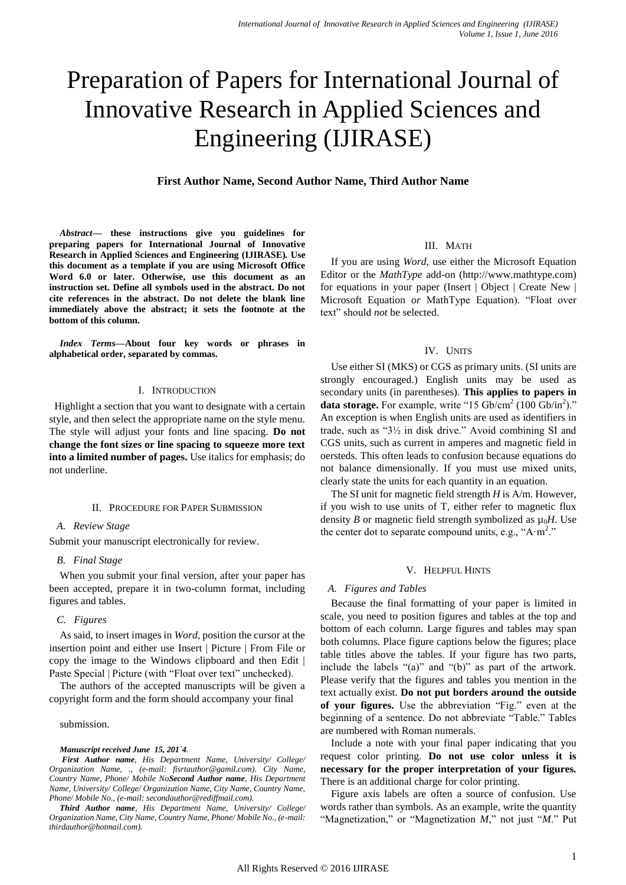# Preparation of Papers for International Journal of Innovative Research in Applied Sciences and Engineering (IJIRASE)

**First Author Name, Second Author Name, Third Author Name**

***Abstract*— these instructions give you guidelines for preparing papers for International Journal of Innovative Research in Applied Sciences and Engineering (IJIRASE). Use this document as a template if you are using Microsoft Office Word 6.0 or later. Otherwise, use this document as an instruction set. Define all symbols used in the abstract. Do not cite references in the abstract. Do not delete the blank line immediately above the abstract; it sets the footnote at the bottom of this column.**

***Index Terms*—About four key words or phrases in alphabetical order, separated by commas.**

## I. Introduction

Highlight a section that you want to designate with a certain style, and then select the appropriate name on the style menu. The style will adjust your fonts and line spacing. **Do not change the font sizes or line spacing to squeeze more text into a limited number of pages.** Use italics for emphasis; do not underline.

## II. Procedure for Paper Submission

### *A. Review Stage*

Submit your manuscript electronically for review.

### *B. Final Stage*

When you submit your final version, after your paper has been accepted, prepare it in two-column format, including figures and tables.

### *C. Figures*

As said, to insert images in *Word*, position the cursor at the insertion point and either use Insert | Picture | From File or copy the image to the Windows clipboard and then Edit | Paste Special | Picture (with "Float over text" unchecked).

The authors of the accepted manuscripts will be given a copyright form and the form should accompany your final submission.

## III. Math

If you are using *Word*, use either the Microsoft Equation Editor or the *MathType* add-on (http://www.mathtype.com) for equations in your paper (Insert | Object | Create New | Microsoft Equation *or* MathType Equation). "Float over text" should *not* be selected.

## IV. Units

Use either SI (MKS) or CGS as primary units. (SI units are strongly encouraged.) English units may be used as secondary units (in parentheses). **This applies to papers in data storage.** For example, write "15 Gb/cm$^2$ (100 Gb/in$^2$)." An exception is when English units are used as identifiers in trade, such as "3½ in disk drive." Avoid combining SI and CGS units, such as current in amperes and magnetic field in oersteds. This often leads to confusion because equations do not balance dimensionally. If you must use mixed units, clearly state the units for each quantity in an equation.

The SI unit for magnetic field strength $H$ is A/m. However, if you wish to use units of T, either refer to magnetic flux density $B$ or magnetic field strength symbolized as $\mu_0 H$. Use the center dot to separate compound units, e.g., "A·m$^2$."

## V. Helpful Hints

### *A. Figures and Tables*

Because the final formatting of your paper is limited in scale, you need to position figures and tables at the top and bottom of each column. Large figures and tables may span both columns. Place figure captions below the figures; place table titles above the tables. If your figure has two parts, include the labels "(a)" and "(b)" as part of the artwork. Please verify that the figures and tables you mention in the text actually exist. **Do not put borders around the outside of your figures.** Use the abbreviation "Fig." even at the beginning of a sentence. Do not abbreviate "Table." Tables are numbered with Roman numerals.

Include a note with your final paper indicating that you request color printing. **Do not use color unless it is necessary for the proper interpretation of your figures.** There is an additional charge for color printing.

Figure axis labels are often a source of confusion. Use words rather than symbols. As an example, write the quantity "Magnetization," or "Magnetization $M$," not just "$M$." Put

***Manuscript received June 15, 201`4.***

***First Author name**, His Department Name, University/ College/ Organization Name, ., (e-mail: fisrtauthor@gamil.com). City Name, Country Name, Phone/ Mobile No**Second Author name**, His Department Name, University/ College/ Organization Name, City Name, Country Name, Phone/ Mobile No., (e-mail: secondauthor@rediffmail.com).*

***Third Author name**, His Department Name, University/ College/ Organization Name, City Name, Country Name, Phone/ Mobile No., (e-mail: thirdauthor@hotmail.com).*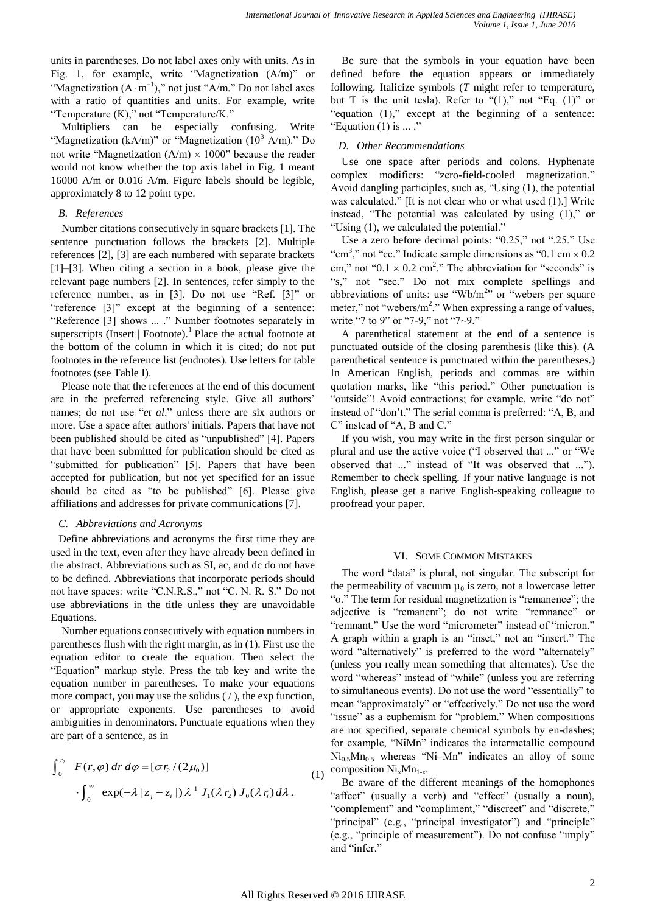units in parentheses. Do not label axes only with units. As in Fig. 1, for example, write "Magnetization (A/m)" or "Magnetization ($A \cdot m^{-1}$)," not just "A/m." Do not label axes with a ratio of quantities and units. For example, write "Temperature (K)," not "Temperature/K."

Multipliers can be especially confusing. Write "Magnetization (kA/m)" or "Magnetization ($10^3$ A/m)." Do not write "Magnetization (A/m) × 1000" because the reader would not know whether the top axis label in Fig. 1 meant 16000 A/m or 0.016 A/m. Figure labels should be legible, approximately 8 to 12 point type.

### *B. References*

Number citations consecutively in square brackets [1]. The sentence punctuation follows the brackets [2]. Multiple references [2], [3] are each numbered with separate brackets [1]–[3]. When citing a section in a book, please give the relevant page numbers [2]. In sentences, refer simply to the reference number, as in [3]. Do not use "Ref. [3]" or "reference [3]" except at the beginning of a sentence: "Reference [3] shows ... ." Number footnotes separately in superscripts (Insert | Footnote).[1] Place the actual footnote at the bottom of the column in which it is cited; do not put footnotes in the reference list (endnotes). Use letters for table footnotes (see Table I).

Please note that the references at the end of this document are in the preferred referencing style. Give all authors' names; do not use "*et al*." unless there are six authors or more. Use a space after authors' initials. Papers that have not been published should be cited as "unpublished" [4]. Papers that have been submitted for publication should be cited as "submitted for publication" [5]. Papers that have been accepted for publication, but not yet specified for an issue should be cited as "to be published" [6]. Please give affiliations and addresses for private communications [7].

### *C. Abbreviations and Acronyms*

Define abbreviations and acronyms the first time they are used in the text, even after they have already been defined in the abstract. Abbreviations such as SI, ac, and dc do not have to be defined. Abbreviations that incorporate periods should not have spaces: write "C.N.R.S.," not "C. N. R. S." Do not use abbreviations in the title unless they are unavoidable Equations.

Number equations consecutively with equation numbers in parentheses flush with the right margin, as in (1). First use the equation editor to create the equation. Then select the "Equation" markup style. Press the tab key and write the equation number in parentheses. To make your equations more compact, you may use the solidus ( / ), the exp function, or appropriate exponents. Use parentheses to avoid ambiguities in denominators. Punctuate equations when they are part of a sentence, as in

$$\int_0^{r_2} F(r,\varphi)\, dr\, d\varphi = [\sigma r_2 / (2\mu_0)] \cdot \int_0^{\infty} \exp(-\lambda\, |z_j - z_i|)\, \lambda^{-1}\, J_1(\lambda\, r_2)\, J_0(\lambda\, r_i)\, d\lambda \,. \quad (1)$$

Be sure that the symbols in your equation have been defined before the equation appears or immediately following. Italicize symbols (*T* might refer to temperature, but T is the unit tesla). Refer to "(1)," not "Eq. (1)" or "equation (1)," except at the beginning of a sentence: "Equation (1) is ... ."

### *D. Other Recommendations*

Use one space after periods and colons. Hyphenate complex modifiers: "zero-field-cooled magnetization." Avoid dangling participles, such as, "Using (1), the potential was calculated." [It is not clear who or what used (1).] Write instead, "The potential was calculated by using (1)," or "Using (1), we calculated the potential."

Use a zero before decimal points: "0.25," not ".25." Use "$cm^3$," not "cc." Indicate sample dimensions as "0.1 cm × 0.2 cm," not "0.1 × 0.2 $cm^2$." The abbreviation for "seconds" is "s," not "sec." Do not mix complete spellings and abbreviations of units: use "$Wb/m^2$" or "webers per square meter," not "webers/$m^2$." When expressing a range of values, write "7 to 9" or "7-9," not "7~9."

A parenthetical statement at the end of a sentence is punctuated outside of the closing parenthesis (like this). (A parenthetical sentence is punctuated within the parentheses.) In American English, periods and commas are within quotation marks, like "this period." Other punctuation is "outside"! Avoid contractions; for example, write "do not" instead of "don't." The serial comma is preferred: "A, B, and C" instead of "A, B and C."

If you wish, you may write in the first person singular or plural and use the active voice ("I observed that ..." or "We observed that ..." instead of "It was observed that ..."). Remember to check spelling. If your native language is not English, please get a native English-speaking colleague to proofread your paper.

## VI. Some Common Mistakes

The word "data" is plural, not singular. The subscript for the permeability of vacuum $\mu_0$ is zero, not a lowercase letter "o." The term for residual magnetization is "remanence"; the adjective is "remanent"; do not write "remnance" or "remnant." Use the word "micrometer" instead of "micron." A graph within a graph is an "inset," not an "insert." The word "alternatively" is preferred to the word "alternately" (unless you really mean something that alternates). Use the word "whereas" instead of "while" (unless you are referring to simultaneous events). Do not use the word "essentially" to mean "approximately" or "effectively." Do not use the word "issue" as a euphemism for "problem." When compositions are not specified, separate chemical symbols by en-dashes; for example, "NiMn" indicates the intermetallic compound $Ni_{0.5}Mn_{0.5}$ whereas "Ni–Mn" indicates an alloy of some composition $Ni_xMn_{1-x}$.

Be aware of the different meanings of the homophones "affect" (usually a verb) and "effect" (usually a noun), "complement" and "compliment," "discreet" and "discrete," "principal" (e.g., "principal investigator") and "principle" (e.g., "principle of measurement"). Do not confuse "imply" and "infer."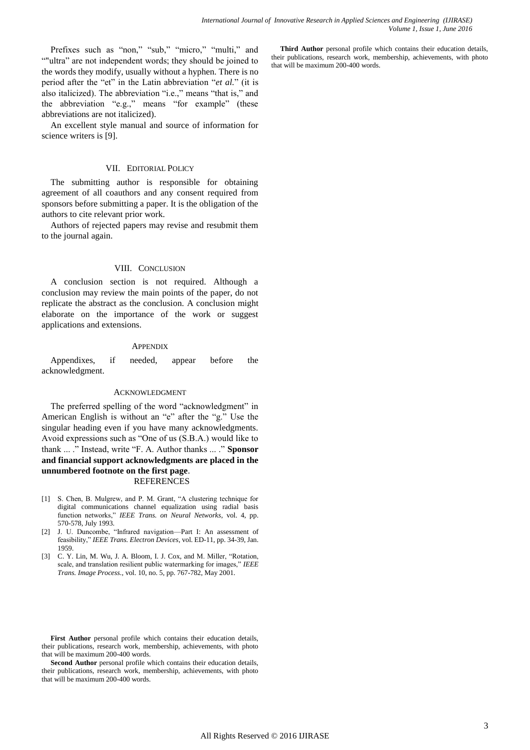Prefixes such as "non," "sub," "micro," "multi," and ""ultra" are not independent words; they should be joined to the words they modify, usually without a hyphen. There is no period after the "et" in the Latin abbreviation "*et al.*" (it is also italicized). The abbreviation "i.e.," means "that is," and the abbreviation "e.g.," means "for example" (these abbreviations are not italicized).

An excellent style manual and source of information for science writers is [9].

## VII. Editorial Policy

The submitting author is responsible for obtaining agreement of all coauthors and any consent required from sponsors before submitting a paper. It is the obligation of the authors to cite relevant prior work.

Authors of rejected papers may revise and resubmit them to the journal again.

## VIII. Conclusion

A conclusion section is not required. Although a conclusion may review the main points of the paper, do not replicate the abstract as the conclusion. A conclusion might elaborate on the importance of the work or suggest applications and extensions.

## Appendix

Appendixes, if needed, appear before the acknowledgment.

## Acknowledgment

The preferred spelling of the word "acknowledgment" in American English is without an "e" after the "g." Use the singular heading even if you have many acknowledgments. Avoid expressions such as "One of us (S.B.A.) would like to thank ... ." Instead, write "F. A. Author thanks ... ." **Sponsor and financial support acknowledgments are placed in the unnumbered footnote on the first page**.

## References

[1] S. Chen, B. Mulgrew, and P. M. Grant, "A clustering technique for digital communications channel equalization using radial basis function networks," *IEEE Trans. on Neural Networks*, vol. 4, pp. 570-578, July 1993.

[2] J. U. Duncombe, "Infrared navigation—Part I: An assessment of feasibility," *IEEE Trans. Electron Devices*, vol. ED-11, pp. 34-39, Jan. 1959.

[3] C. Y. Lin, M. Wu, J. A. Bloom, I. J. Cox, and M. Miller, "Rotation, scale, and translation resilient public watermarking for images," *IEEE Trans. Image Process.*, vol. 10, no. 5, pp. 767-782, May 2001.

**First Author** personal profile which contains their education details, their publications, research work, membership, achievements, with photo that will be maximum 200-400 words.

**Second Author** personal profile which contains their education details, their publications, research work, membership, achievements, with photo that will be maximum 200-400 words.

**Third Author** personal profile which contains their education details, their publications, research work, membership, achievements, with photo that will be maximum 200-400 words.